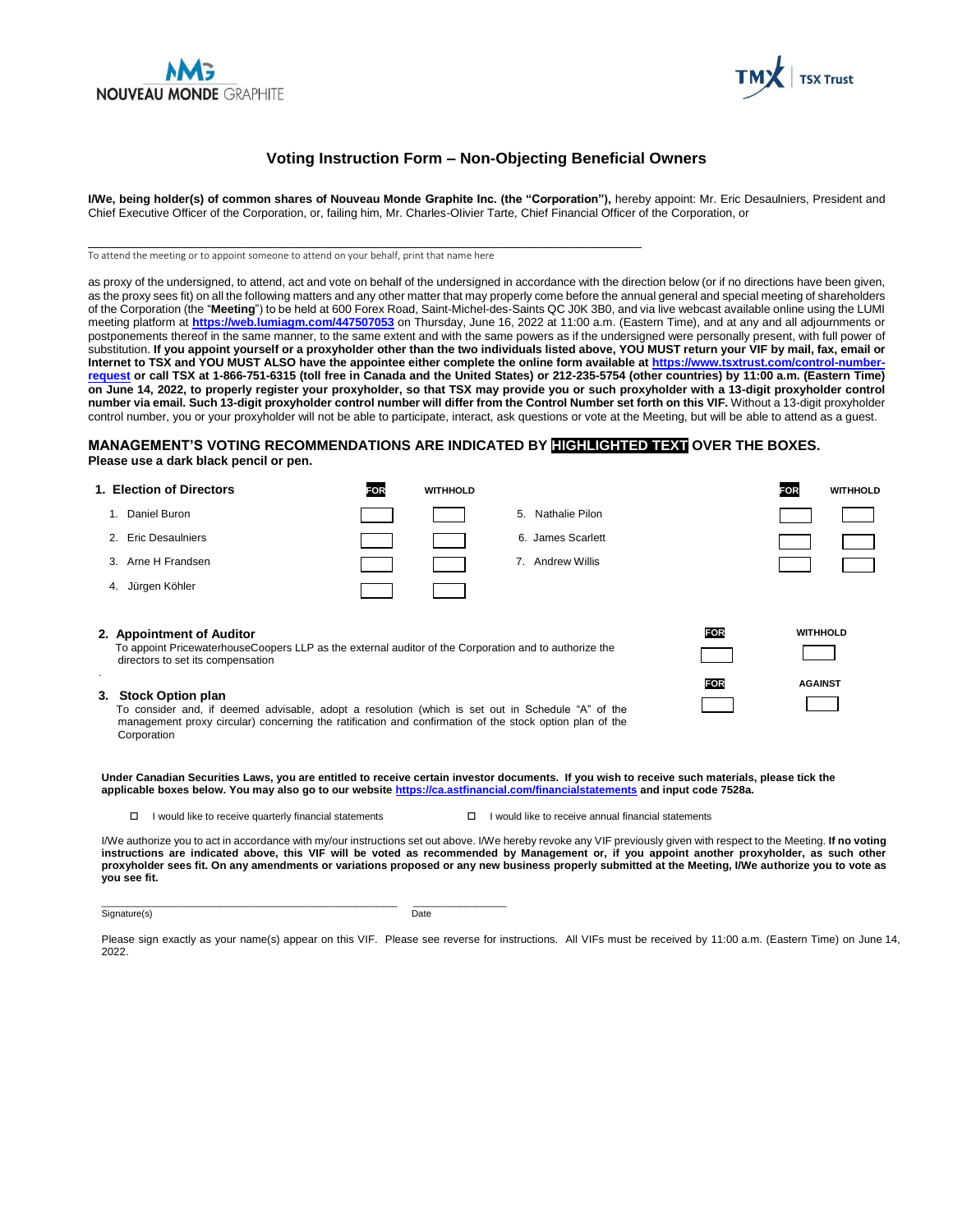NOUVEAU MONDE GRAPHITE

TSX Trust

## Voting Instruction Form – Non-Objecting Beneficial Owners

**I/We, being holder(s) of common shares of Nouveau Monde Graphite Inc. (the "Corporation"),** hereby appoint: Mr. Eric Desaulniers, President and Chief Executive Officer of the Corporation, or, failing him, Mr. Charles-Olivier Tarte, Chief Financial Officer of the Corporation, or

______________________________________________

To attend the meeting or to appoint someone to attend on your behalf, print that name here

as proxy of the undersigned, to attend, act and vote on behalf of the undersigned in accordance with the direction below (or if no directions have been given, as the proxy sees fit) on all the following matters and any other matter that may properly come before the annual general and special meeting of shareholders of the Corporation (the "**Meeting**") to be held at 600 Forex Road, Saint-Michel-des-Saints QC J0K 3B0, and via live webcast available online using the LUMI meeting platform at **https://web.lumiagm.com/447507053** on Thursday, June 16, 2022 at 11:00 a.m. (Eastern Time), and at any and all adjournments or postponements thereof in the same manner, to the same extent and with the same powers as if the undersigned were personally present, with full power of substitution. **If you appoint yourself or a proxyholder other than the two individuals listed above, YOU MUST return your VIF by mail, fax, email or Internet to TSX and YOU MUST ALSO have the appointee either complete the online form available at https://www.tsxtrust.com/control-number-request or call TSX at 1-866-751-6315 (toll free in Canada and the United States) or 212-235-5754 (other countries) by 11:00 a.m. (Eastern Time) on June 14, 2022, to properly register your proxyholder, so that TSX may provide you or such proxyholder with a 13-digit proxyholder control number via email. Such 13-digit proxyholder control number will differ from the Control Number set forth on this VIF.** Without a 13-digit proxyholder control number, you or your proxyholder will not be able to participate, interact, ask questions or vote at the Meeting, but will be able to attend as a guest.

### MANAGEMENT'S VOTING RECOMMENDATIONS ARE INDICATED BY HIGHLIGHTED TEXT OVER THE BOXES.

**Please use a dark black pencil or pen.**

**1. Election of Directors**

| | FOR | WITHHOLD | | FOR | WITHHOLD |
|---|---|---|---|---|---|
| 1. Daniel Buron | ☐ | ☐ | 5. Nathalie Pilon | ☐ | ☐ |
| 2. Eric Desaulniers | ☐ | ☐ | 6. James Scarlett | ☐ | ☐ |
| 3. Arne H Frandsen | ☐ | ☐ | 7. Andrew Willis | ☐ | ☐ |
| 4. Jürgen Köhler | ☐ | ☐ | | | |

**2. Appointment of Auditor**

To appoint PricewaterhouseCoopers LLP as the external auditor of the Corporation and to authorize the directors to set its compensation

| FOR | WITHHOLD |
|---|---|
| ☐ | ☐ |

**3. Stock Option plan**

To consider and, if deemed advisable, adopt a resolution (which is set out in Schedule "A" of the management proxy circular) concerning the ratification and confirmation of the stock option plan of the Corporation

| FOR | AGAINST |
|---|---|
| ☐ | ☐ |

**Under Canadian Securities Laws, you are entitled to receive certain investor documents. If you wish to receive such materials, please tick the applicable boxes below. You may also go to our website https://ca.astfinancial.com/financialstatements and input code 7528a.**

☐ I would like to receive quarterly financial statements

☐ I would like to receive annual financial statements

I/We authorize you to act in accordance with my/our instructions set out above. I/We hereby revoke any VIF previously given with respect to the Meeting. **If no voting instructions are indicated above, this VIF will be voted as recommended by Management or, if you appoint another proxyholder, as such other proxyholder sees fit. On any amendments or variations proposed or any new business properly submitted at the Meeting, I/We authorize you to vote as you see fit.**

______________________________________________ ________________

Signature(s) Date

Please sign exactly as your name(s) appear on this VIF. Please see reverse for instructions. All VIFs must be received by 11:00 a.m. (Eastern Time) on June 14, 2022.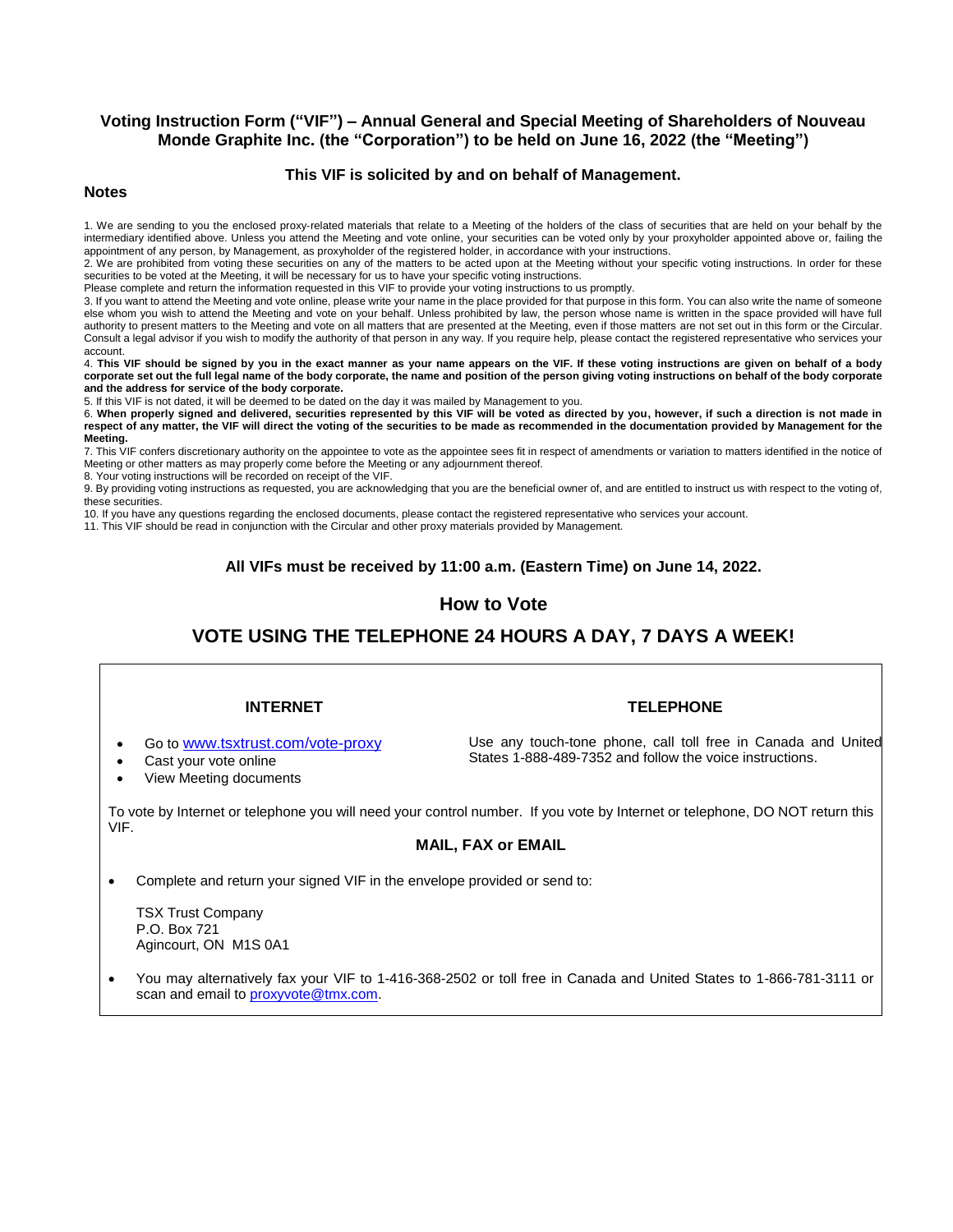**Voting Instruction Form ("VIF") – Annual General and Special Meeting of Shareholders of Nouveau Monde Graphite Inc. (the "Corporation") to be held on June 16, 2022 (the "Meeting")**

**This VIF is solicited by and on behalf of Management.**

## Notes

1. We are sending to you the enclosed proxy-related materials that relate to a Meeting of the holders of the class of securities that are held on your behalf by the intermediary identified above. Unless you attend the Meeting and vote online, your securities can be voted only by your proxyholder appointed above or, failing the appointment of any person, by Management, as proxyholder of the registered holder, in accordance with your instructions.
2. We are prohibited from voting these securities on any of the matters to be acted upon at the Meeting without your specific voting instructions. In order for these securities to be voted at the Meeting, it will be necessary for us to have your specific voting instructions.
Please complete and return the information requested in this VIF to provide your voting instructions to us promptly.
3. If you want to attend the Meeting and vote online, please write your name in the place provided for that purpose in this form. You can also write the name of someone else whom you wish to attend the Meeting and vote on your behalf. Unless prohibited by law, the person whose name is written in the space provided will have full authority to present matters to the Meeting and vote on all matters that are presented at the Meeting, even if those matters are not set out in this form or the Circular. Consult a legal advisor if you wish to modify the authority of that person in any way. If you require help, please contact the registered representative who services your account.
4. **This VIF should be signed by you in the exact manner as your name appears on the VIF. If these voting instructions are given on behalf of a body corporate set out the full legal name of the body corporate, the name and position of the person giving voting instructions on behalf of the body corporate and the address for service of the body corporate.**
5. If this VIF is not dated, it will be deemed to be dated on the day it was mailed by Management to you.
6. **When properly signed and delivered, securities represented by this VIF will be voted as directed by you, however, if such a direction is not made in respect of any matter, the VIF will direct the voting of the securities to be made as recommended in the documentation provided by Management for the Meeting.**
7. This VIF confers discretionary authority on the appointee to vote as the appointee sees fit in respect of amendments or variation to matters identified in the notice of Meeting or other matters as may properly come before the Meeting or any adjournment thereof.
8. Your voting instructions will be recorded on receipt of the VIF.
9. By providing voting instructions as requested, you are acknowledging that you are the beneficial owner of, and are entitled to instruct us with respect to the voting of, these securities.
10. If you have any questions regarding the enclosed documents, please contact the registered representative who services your account.
11. This VIF should be read in conjunction with the Circular and other proxy materials provided by Management.

**All VIFs must be received by 11:00 a.m. (Eastern Time) on June 14, 2022.**

## How to Vote

## VOTE USING THE TELEPHONE 24 HOURS A DAY, 7 DAYS A WEEK!

**INTERNET**

- Go to www.tsxtrust.com/vote-proxy
- Cast your vote online
- View Meeting documents

**TELEPHONE**

Use any touch-tone phone, call toll free in Canada and United States 1-888-489-7352 and follow the voice instructions.

To vote by Internet or telephone you will need your control number. If you vote by Internet or telephone, DO NOT return this VIF.

**MAIL, FAX or EMAIL**

- Complete and return your signed VIF in the envelope provided or send to:

  TSX Trust Company
  P.O. Box 721
  Agincourt, ON M1S 0A1

- You may alternatively fax your VIF to 1-416-368-2502 or toll free in Canada and United States to 1-866-781-3111 or scan and email to proxyvote@tmx.com.